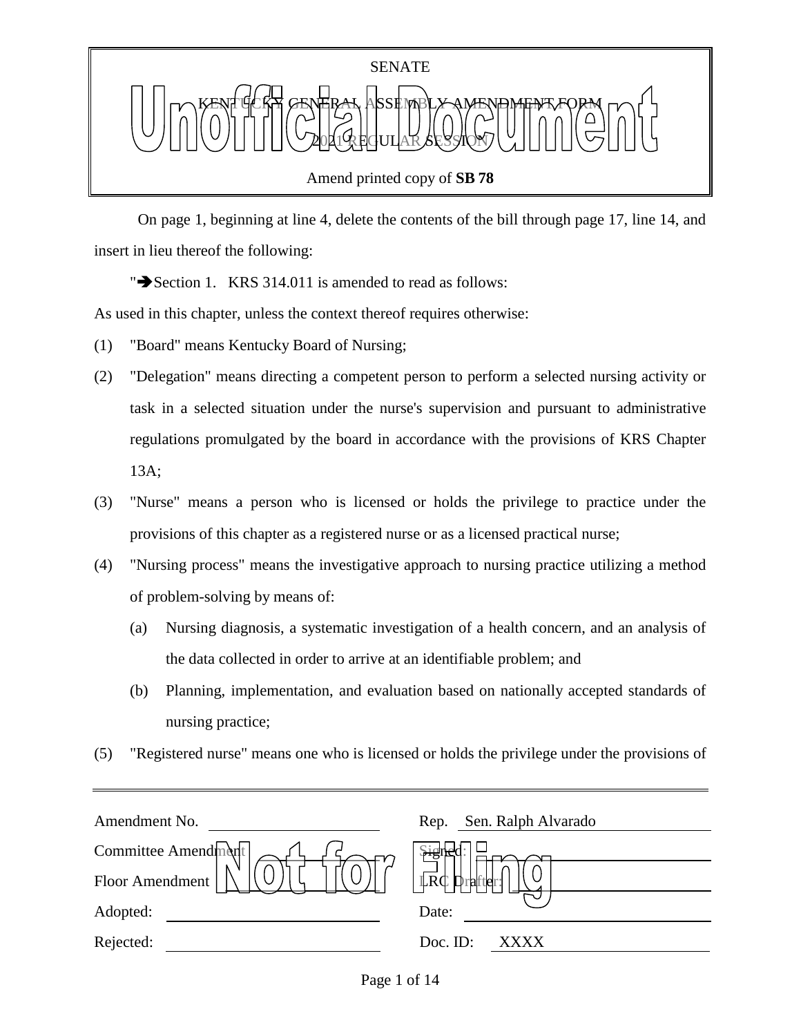SENATE

KENTUCKY GENERAL ASSEMBLY AMENDMENT FORM

2021 REGULAR SESSION

Amend printed copy of **SB 78**

Unofficial Document

On page 1, beginning at line 4, delete the contents of the bill through page 17, line 14, and insert in lieu thereof the following:

"➔Section 1. KRS 314.011 is amended to read as follows:

As used in this chapter, unless the context thereof requires otherwise:

(1) "Board" means Kentucky Board of Nursing;

(2) "Delegation" means directing a competent person to perform a selected nursing activity or task in a selected situation under the nurse's supervision and pursuant to administrative regulations promulgated by the board in accordance with the provisions of KRS Chapter 13A;

(3) "Nurse" means a person who is licensed or holds the privilege to practice under the provisions of this chapter as a registered nurse or as a licensed practical nurse;

(4) "Nursing process" means the investigative approach to nursing practice utilizing a method of problem-solving by means of:

   (a) Nursing diagnosis, a systematic investigation of a health concern, and an analysis of the data collected in order to arrive at an identifiable problem; and

   (b) Planning, implementation, and evaluation based on nationally accepted standards of nursing practice;

(5) "Registered nurse" means one who is licensed or holds the privilege under the provisions of

| | |
|---|---|
| Amendment No. | Rep. Sen. Ralph Alvarado |
| Committee Amendment | Signed: |
| Floor Amendment | LRC Drafter: |
| Adopted: | Date: |
| Rejected: | Doc. ID: XXXX |

Not for Filing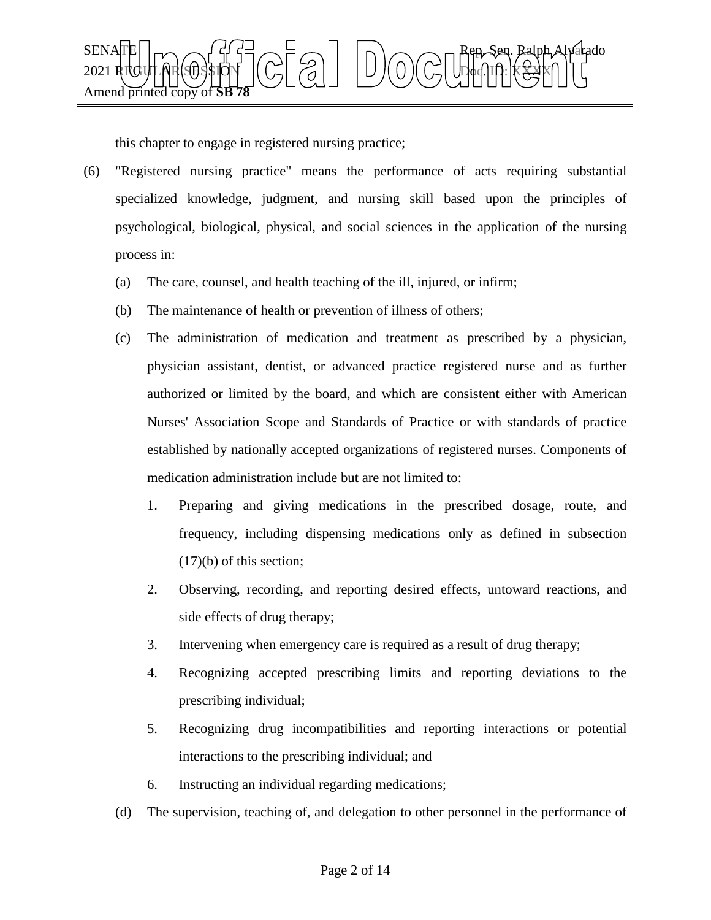this chapter to engage in registered nursing practice;

(6) "Registered nursing practice" means the performance of acts requiring substantial specialized knowledge, judgment, and nursing skill based upon the principles of psychological, biological, physical, and social sciences in the application of the nursing process in:

   (a) The care, counsel, and health teaching of the ill, injured, or infirm;

   (b) The maintenance of health or prevention of illness of others;

   (c) The administration of medication and treatment as prescribed by a physician, physician assistant, dentist, or advanced practice registered nurse and as further authorized or limited by the board, and which are consistent either with American Nurses' Association Scope and Standards of Practice or with standards of practice established by nationally accepted organizations of registered nurses. Components of medication administration include but are not limited to:

      1. Preparing and giving medications in the prescribed dosage, route, and frequency, including dispensing medications only as defined in subsection (17)(b) of this section;

      2. Observing, recording, and reporting desired effects, untoward reactions, and side effects of drug therapy;

      3. Intervening when emergency care is required as a result of drug therapy;

      4. Recognizing accepted prescribing limits and reporting deviations to the prescribing individual;

      5. Recognizing drug incompatibilities and reporting interactions or potential interactions to the prescribing individual; and

      6. Instructing an individual regarding medications;

   (d) The supervision, teaching of, and delegation to other personnel in the performance of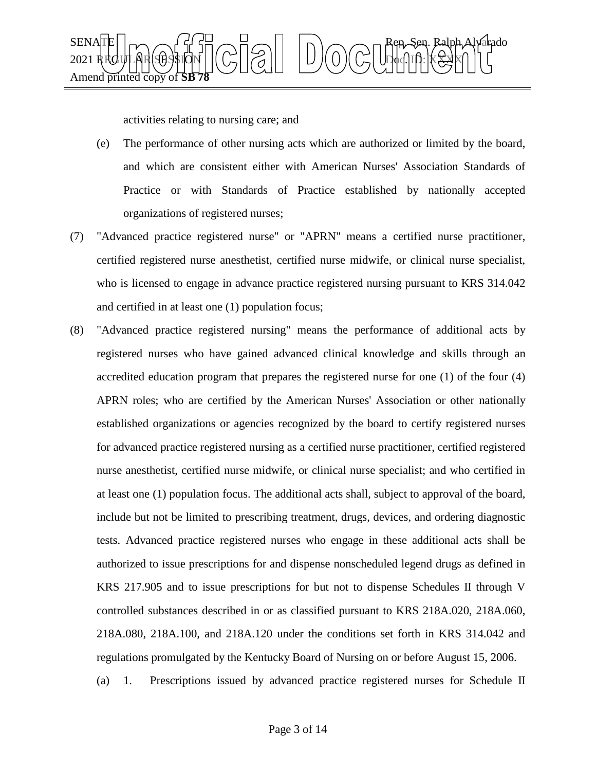activities relating to nursing care; and

(e) The performance of other nursing acts which are authorized or limited by the board, and which are consistent either with American Nurses' Association Standards of Practice or with Standards of Practice established by nationally accepted organizations of registered nurses;

(7) "Advanced practice registered nurse" or "APRN" means a certified nurse practitioner, certified registered nurse anesthetist, certified nurse midwife, or clinical nurse specialist, who is licensed to engage in advance practice registered nursing pursuant to KRS 314.042 and certified in at least one (1) population focus;

(8) "Advanced practice registered nursing" means the performance of additional acts by registered nurses who have gained advanced clinical knowledge and skills through an accredited education program that prepares the registered nurse for one (1) of the four (4) APRN roles; who are certified by the American Nurses' Association or other nationally established organizations or agencies recognized by the board to certify registered nurses for advanced practice registered nursing as a certified nurse practitioner, certified registered nurse anesthetist, certified nurse midwife, or clinical nurse specialist; and who certified in at least one (1) population focus. The additional acts shall, subject to approval of the board, include but not be limited to prescribing treatment, drugs, devices, and ordering diagnostic tests. Advanced practice registered nurses who engage in these additional acts shall be authorized to issue prescriptions for and dispense nonscheduled legend drugs as defined in KRS 217.905 and to issue prescriptions for but not to dispense Schedules II through V controlled substances described in or as classified pursuant to KRS 218A.020, 218A.060, 218A.080, 218A.100, and 218A.120 under the conditions set forth in KRS 314.042 and regulations promulgated by the Kentucky Board of Nursing on or before August 15, 2006.

(a) 1. Prescriptions issued by advanced practice registered nurses for Schedule II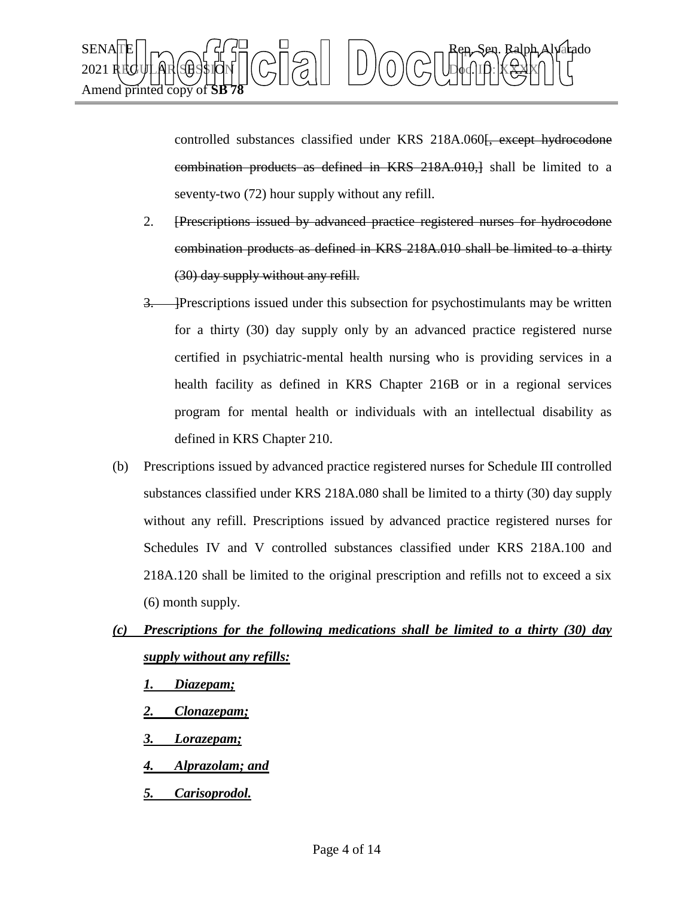controlled substances classified under KRS 218A.060~~[, except hydrocodone combination products as defined in KRS 218A.010,]~~ shall be limited to a seventy-two (72) hour supply without any refill.

2. ~~[Prescriptions issued by advanced practice registered nurses for hydrocodone combination products as defined in KRS 218A.010 shall be limited to a thirty (30) day supply without any refill.~~

~~3. ]~~Prescriptions issued under this subsection for psychostimulants may be written for a thirty (30) day supply only by an advanced practice registered nurse certified in psychiatric-mental health nursing who is providing services in a health facility as defined in KRS Chapter 216B or in a regional services program for mental health or individuals with an intellectual disability as defined in KRS Chapter 210.

(b) Prescriptions issued by advanced practice registered nurses for Schedule III controlled substances classified under KRS 218A.080 shall be limited to a thirty (30) day supply without any refill. Prescriptions issued by advanced practice registered nurses for Schedules IV and V controlled substances classified under KRS 218A.100 and 218A.120 shall be limited to the original prescription and refills not to exceed a six (6) month supply.

***(c) Prescriptions for the following medications shall be limited to a thirty (30) day supply without any refills:***

***1. Diazepam;***

***2. Clonazepam;***

***3. Lorazepam;***

***4. Alprazolam; and***

***5. Carisoprodol.***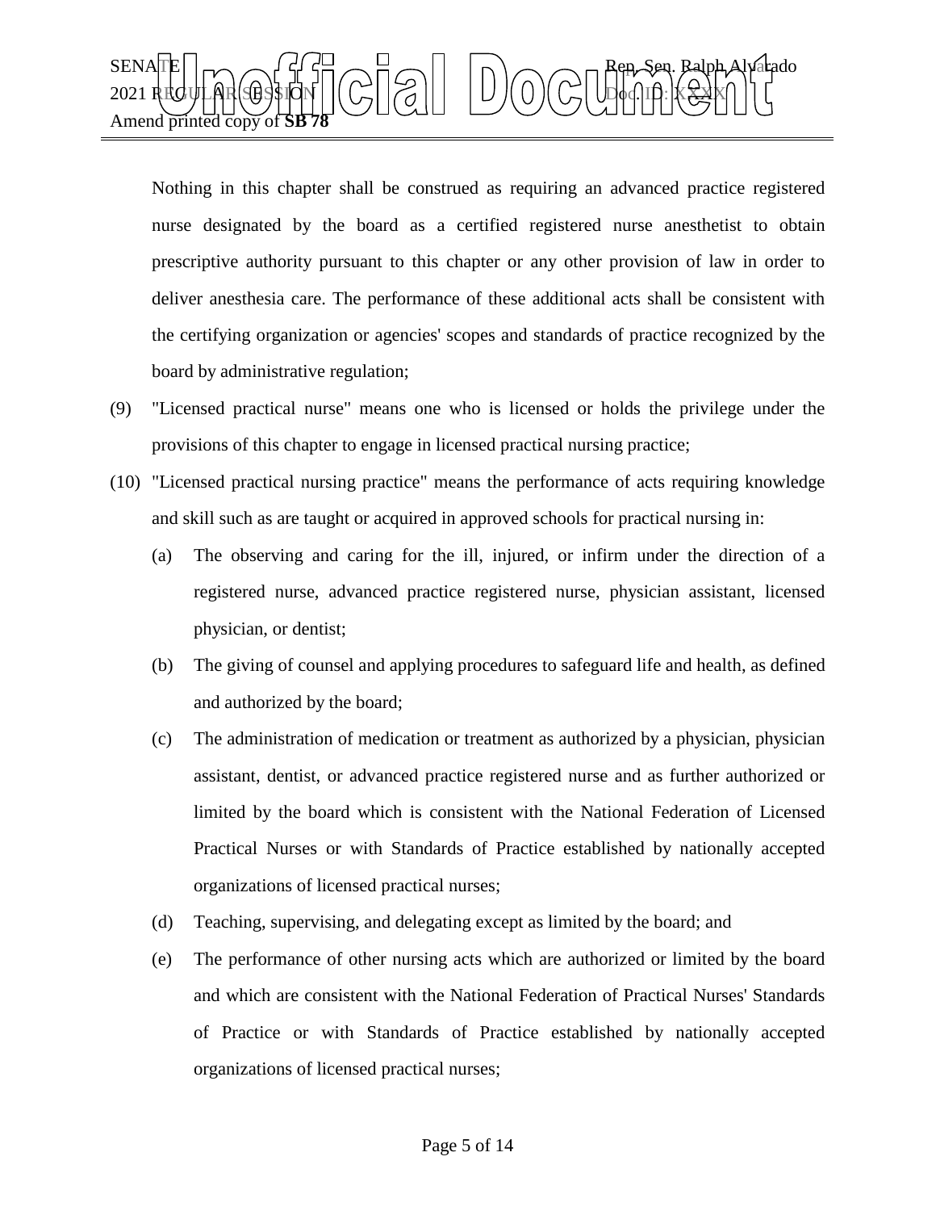Nothing in this chapter shall be construed as requiring an advanced practice registered nurse designated by the board as a certified registered nurse anesthetist to obtain prescriptive authority pursuant to this chapter or any other provision of law in order to deliver anesthesia care. The performance of these additional acts shall be consistent with the certifying organization or agencies' scopes and standards of practice recognized by the board by administrative regulation;

(9) "Licensed practical nurse" means one who is licensed or holds the privilege under the provisions of this chapter to engage in licensed practical nursing practice;

(10) "Licensed practical nursing practice" means the performance of acts requiring knowledge and skill such as are taught or acquired in approved schools for practical nursing in:

(a) The observing and caring for the ill, injured, or infirm under the direction of a registered nurse, advanced practice registered nurse, physician assistant, licensed physician, or dentist;

(b) The giving of counsel and applying procedures to safeguard life and health, as defined and authorized by the board;

(c) The administration of medication or treatment as authorized by a physician, physician assistant, dentist, or advanced practice registered nurse and as further authorized or limited by the board which is consistent with the National Federation of Licensed Practical Nurses or with Standards of Practice established by nationally accepted organizations of licensed practical nurses;

(d) Teaching, supervising, and delegating except as limited by the board; and

(e) The performance of other nursing acts which are authorized or limited by the board and which are consistent with the National Federation of Practical Nurses' Standards of Practice or with Standards of Practice established by nationally accepted organizations of licensed practical nurses;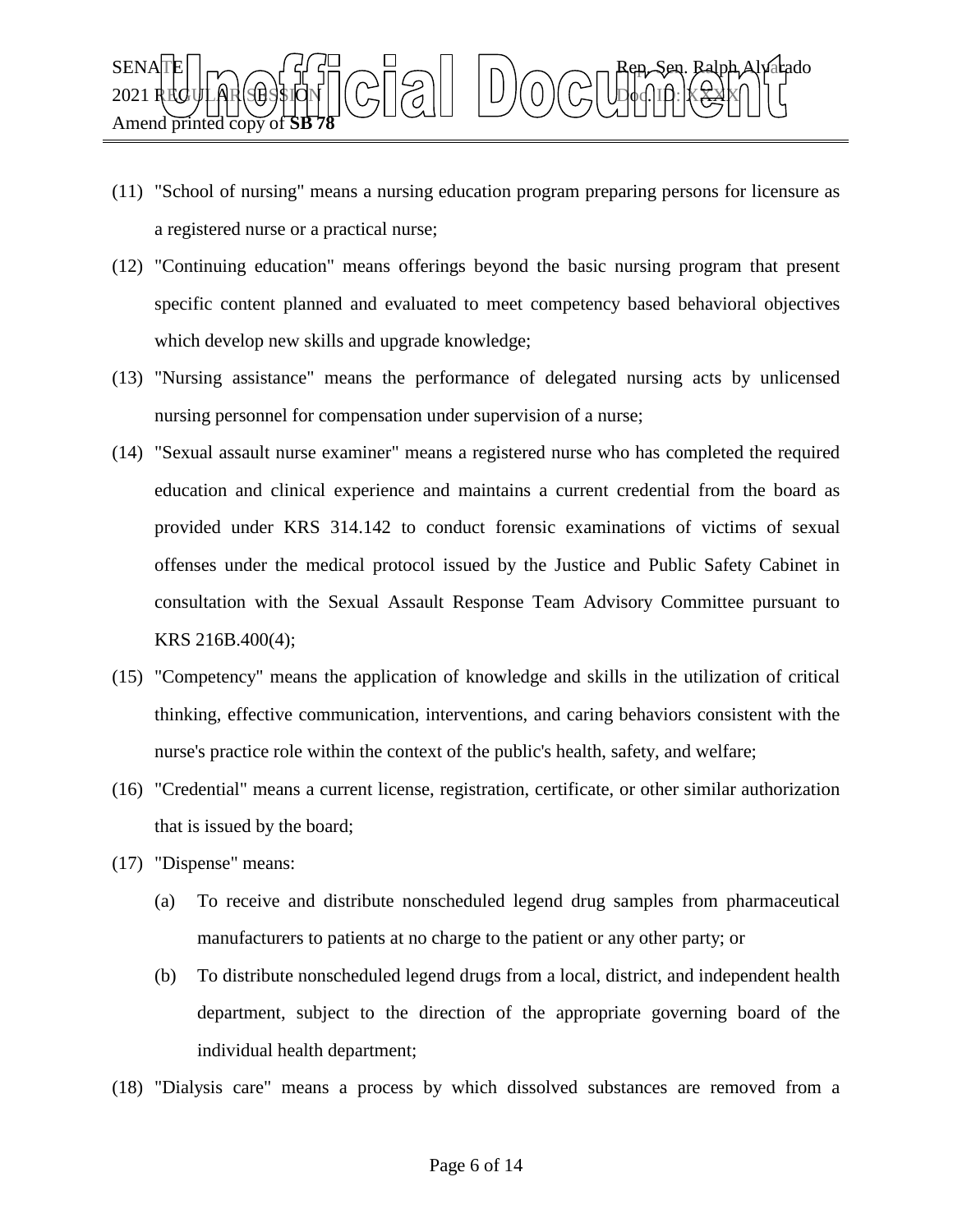(11) "School of nursing" means a nursing education program preparing persons for licensure as a registered nurse or a practical nurse;

(12) "Continuing education" means offerings beyond the basic nursing program that present specific content planned and evaluated to meet competency based behavioral objectives which develop new skills and upgrade knowledge;

(13) "Nursing assistance" means the performance of delegated nursing acts by unlicensed nursing personnel for compensation under supervision of a nurse;

(14) "Sexual assault nurse examiner" means a registered nurse who has completed the required education and clinical experience and maintains a current credential from the board as provided under KRS 314.142 to conduct forensic examinations of victims of sexual offenses under the medical protocol issued by the Justice and Public Safety Cabinet in consultation with the Sexual Assault Response Team Advisory Committee pursuant to KRS 216B.400(4);

(15) "Competency" means the application of knowledge and skills in the utilization of critical thinking, effective communication, interventions, and caring behaviors consistent with the nurse's practice role within the context of the public's health, safety, and welfare;

(16) "Credential" means a current license, registration, certificate, or other similar authorization that is issued by the board;

(17) "Dispense" means:

(a) To receive and distribute nonscheduled legend drug samples from pharmaceutical manufacturers to patients at no charge to the patient or any other party; or

(b) To distribute nonscheduled legend drugs from a local, district, and independent health department, subject to the direction of the appropriate governing board of the individual health department;

(18) "Dialysis care" means a process by which dissolved substances are removed from a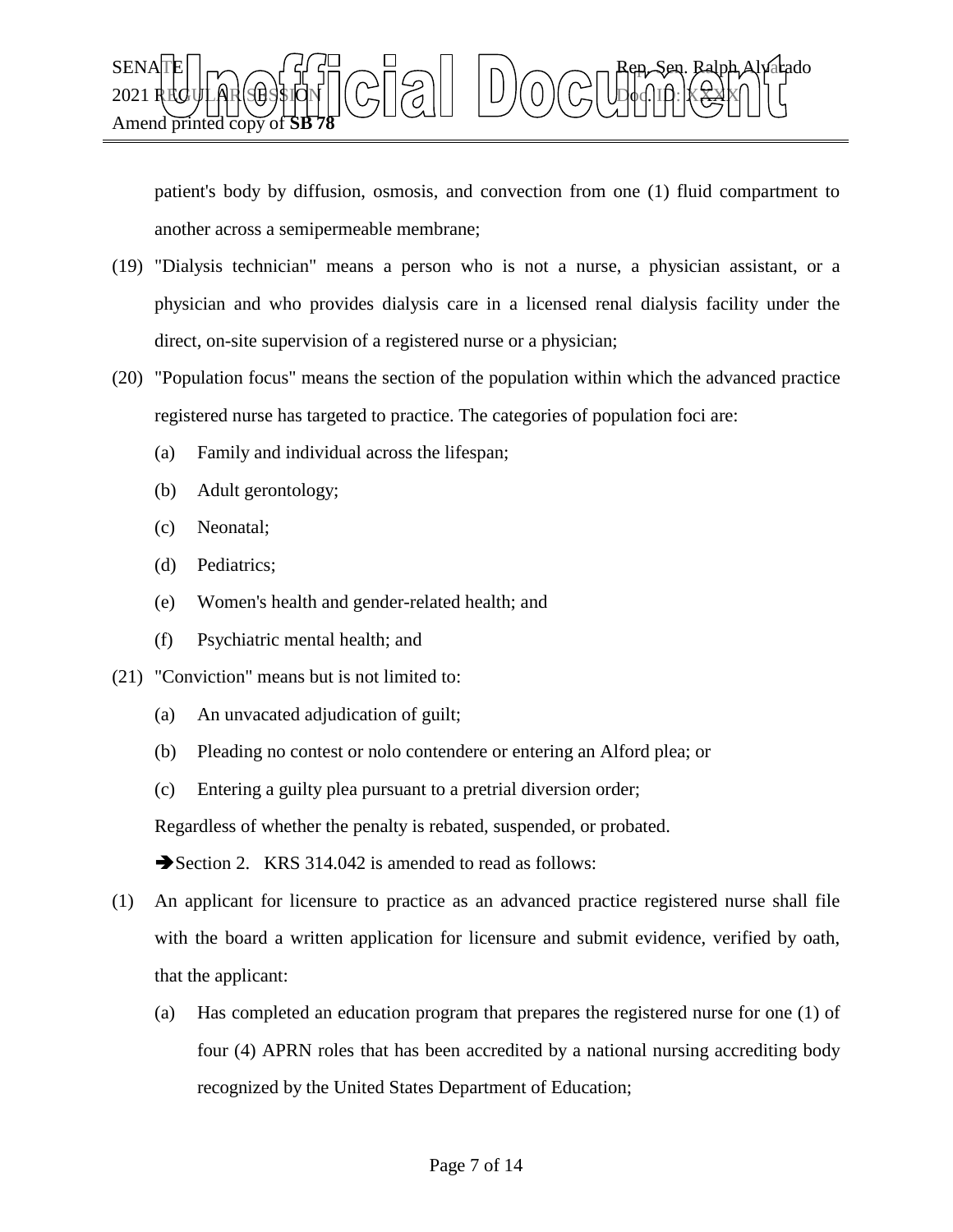patient's body by diffusion, osmosis, and convection from one (1) fluid compartment to another across a semipermeable membrane;

(19) "Dialysis technician" means a person who is not a nurse, a physician assistant, or a physician and who provides dialysis care in a licensed renal dialysis facility under the direct, on-site supervision of a registered nurse or a physician;

(20) "Population focus" means the section of the population within which the advanced practice registered nurse has targeted to practice. The categories of population foci are:

(a) Family and individual across the lifespan;

(b) Adult gerontology;

(c) Neonatal;

(d) Pediatrics;

(e) Women's health and gender-related health; and

(f) Psychiatric mental health; and

(21) "Conviction" means but is not limited to:

(a) An unvacated adjudication of guilt;

(b) Pleading no contest or nolo contendere or entering an Alford plea; or

(c) Entering a guilty plea pursuant to a pretrial diversion order;

Regardless of whether the penalty is rebated, suspended, or probated.

➔Section 2. KRS 314.042 is amended to read as follows:

(1) An applicant for licensure to practice as an advanced practice registered nurse shall file with the board a written application for licensure and submit evidence, verified by oath, that the applicant:

(a) Has completed an education program that prepares the registered nurse for one (1) of four (4) APRN roles that has been accredited by a national nursing accrediting body recognized by the United States Department of Education;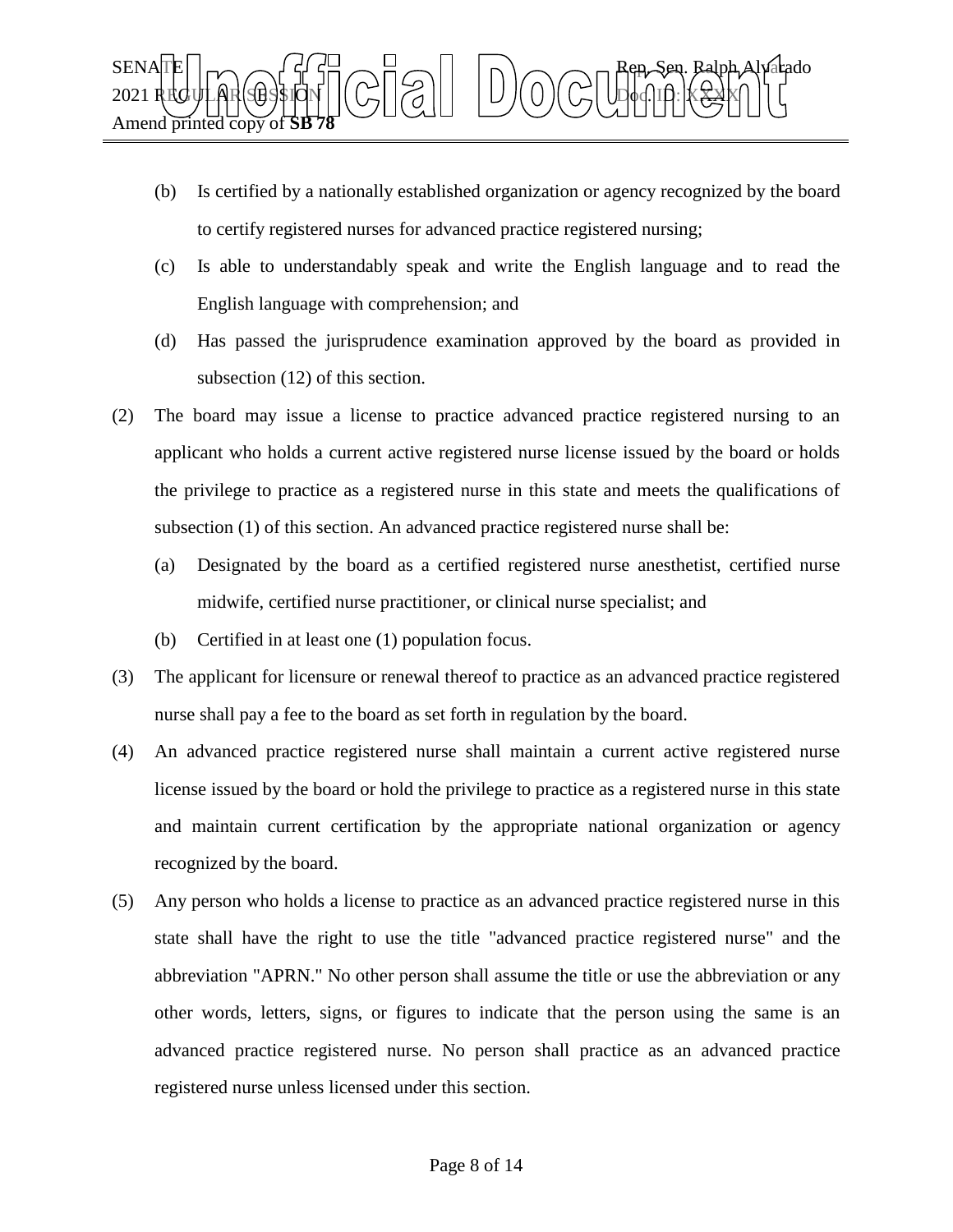(b) Is certified by a nationally established organization or agency recognized by the board to certify registered nurses for advanced practice registered nursing;

(c) Is able to understandably speak and write the English language and to read the English language with comprehension; and

(d) Has passed the jurisprudence examination approved by the board as provided in subsection (12) of this section.

(2) The board may issue a license to practice advanced practice registered nursing to an applicant who holds a current active registered nurse license issued by the board or holds the privilege to practice as a registered nurse in this state and meets the qualifications of subsection (1) of this section. An advanced practice registered nurse shall be:

(a) Designated by the board as a certified registered nurse anesthetist, certified nurse midwife, certified nurse practitioner, or clinical nurse specialist; and

(b) Certified in at least one (1) population focus.

(3) The applicant for licensure or renewal thereof to practice as an advanced practice registered nurse shall pay a fee to the board as set forth in regulation by the board.

(4) An advanced practice registered nurse shall maintain a current active registered nurse license issued by the board or hold the privilege to practice as a registered nurse in this state and maintain current certification by the appropriate national organization or agency recognized by the board.

(5) Any person who holds a license to practice as an advanced practice registered nurse in this state shall have the right to use the title "advanced practice registered nurse" and the abbreviation "APRN." No other person shall assume the title or use the abbreviation or any other words, letters, signs, or figures to indicate that the person using the same is an advanced practice registered nurse. No person shall practice as an advanced practice registered nurse unless licensed under this section.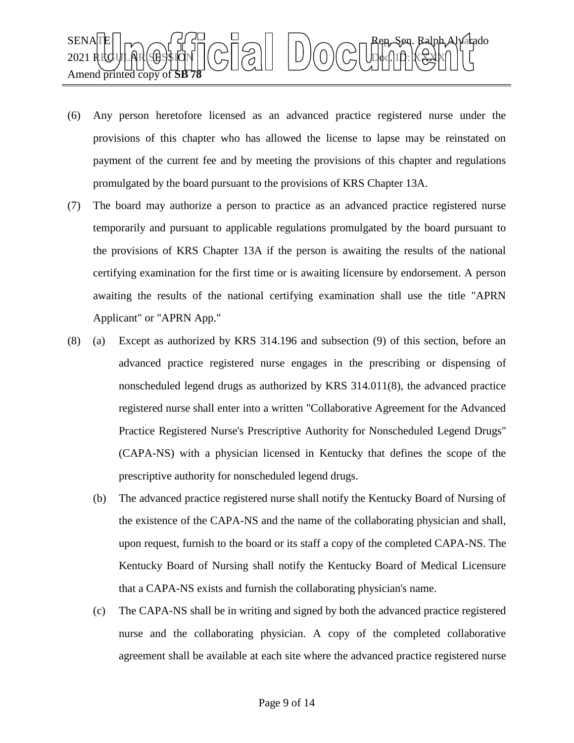(6) Any person heretofore licensed as an advanced practice registered nurse under the provisions of this chapter who has allowed the license to lapse may be reinstated on payment of the current fee and by meeting the provisions of this chapter and regulations promulgated by the board pursuant to the provisions of KRS Chapter 13A.

(7) The board may authorize a person to practice as an advanced practice registered nurse temporarily and pursuant to applicable regulations promulgated by the board pursuant to the provisions of KRS Chapter 13A if the person is awaiting the results of the national certifying examination for the first time or is awaiting licensure by endorsement. A person awaiting the results of the national certifying examination shall use the title "APRN Applicant" or "APRN App."

(8) (a) Except as authorized by KRS 314.196 and subsection (9) of this section, before an advanced practice registered nurse engages in the prescribing or dispensing of nonscheduled legend drugs as authorized by KRS 314.011(8), the advanced practice registered nurse shall enter into a written "Collaborative Agreement for the Advanced Practice Registered Nurse's Prescriptive Authority for Nonscheduled Legend Drugs" (CAPA-NS) with a physician licensed in Kentucky that defines the scope of the prescriptive authority for nonscheduled legend drugs.

(b) The advanced practice registered nurse shall notify the Kentucky Board of Nursing of the existence of the CAPA-NS and the name of the collaborating physician and shall, upon request, furnish to the board or its staff a copy of the completed CAPA-NS. The Kentucky Board of Nursing shall notify the Kentucky Board of Medical Licensure that a CAPA-NS exists and furnish the collaborating physician's name.

(c) The CAPA-NS shall be in writing and signed by both the advanced practice registered nurse and the collaborating physician. A copy of the completed collaborative agreement shall be available at each site where the advanced practice registered nurse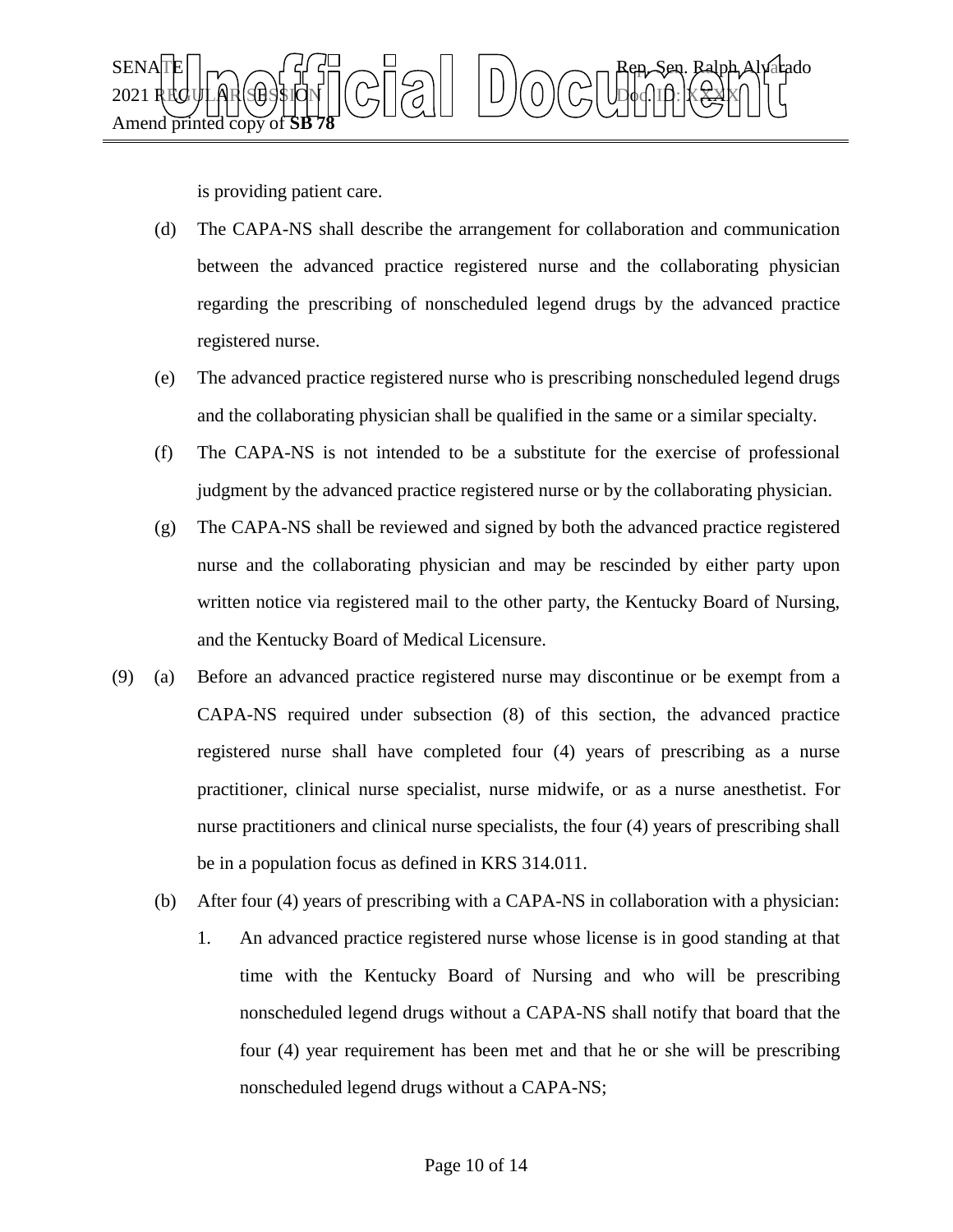is providing patient care.

(d) The CAPA-NS shall describe the arrangement for collaboration and communication between the advanced practice registered nurse and the collaborating physician regarding the prescribing of nonscheduled legend drugs by the advanced practice registered nurse.

(e) The advanced practice registered nurse who is prescribing nonscheduled legend drugs and the collaborating physician shall be qualified in the same or a similar specialty.

(f) The CAPA-NS is not intended to be a substitute for the exercise of professional judgment by the advanced practice registered nurse or by the collaborating physician.

(g) The CAPA-NS shall be reviewed and signed by both the advanced practice registered nurse and the collaborating physician and may be rescinded by either party upon written notice via registered mail to the other party, the Kentucky Board of Nursing, and the Kentucky Board of Medical Licensure.

(9) (a) Before an advanced practice registered nurse may discontinue or be exempt from a CAPA-NS required under subsection (8) of this section, the advanced practice registered nurse shall have completed four (4) years of prescribing as a nurse practitioner, clinical nurse specialist, nurse midwife, or as a nurse anesthetist. For nurse practitioners and clinical nurse specialists, the four (4) years of prescribing shall be in a population focus as defined in KRS 314.011.

(b) After four (4) years of prescribing with a CAPA-NS in collaboration with a physician:

1. An advanced practice registered nurse whose license is in good standing at that time with the Kentucky Board of Nursing and who will be prescribing nonscheduled legend drugs without a CAPA-NS shall notify that board that the four (4) year requirement has been met and that he or she will be prescribing nonscheduled legend drugs without a CAPA-NS;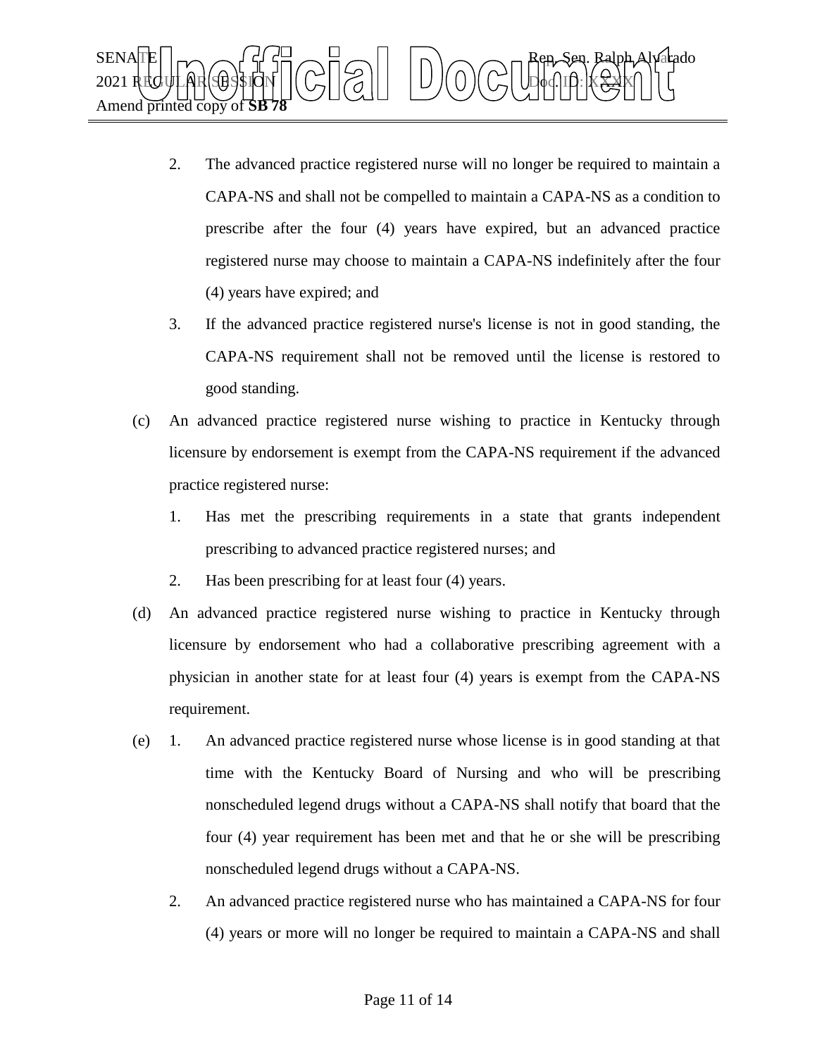2. The advanced practice registered nurse will no longer be required to maintain a CAPA-NS and shall not be compelled to maintain a CAPA-NS as a condition to prescribe after the four (4) years have expired, but an advanced practice registered nurse may choose to maintain a CAPA-NS indefinitely after the four (4) years have expired; and

3. If the advanced practice registered nurse's license is not in good standing, the CAPA-NS requirement shall not be removed until the license is restored to good standing.

(c) An advanced practice registered nurse wishing to practice in Kentucky through licensure by endorsement is exempt from the CAPA-NS requirement if the advanced practice registered nurse:

1. Has met the prescribing requirements in a state that grants independent prescribing to advanced practice registered nurses; and

2. Has been prescribing for at least four (4) years.

(d) An advanced practice registered nurse wishing to practice in Kentucky through licensure by endorsement who had a collaborative prescribing agreement with a physician in another state for at least four (4) years is exempt from the CAPA-NS requirement.

(e) 1. An advanced practice registered nurse whose license is in good standing at that time with the Kentucky Board of Nursing and who will be prescribing nonscheduled legend drugs without a CAPA-NS shall notify that board that the four (4) year requirement has been met and that he or she will be prescribing nonscheduled legend drugs without a CAPA-NS.

2. An advanced practice registered nurse who has maintained a CAPA-NS for four (4) years or more will no longer be required to maintain a CAPA-NS and shall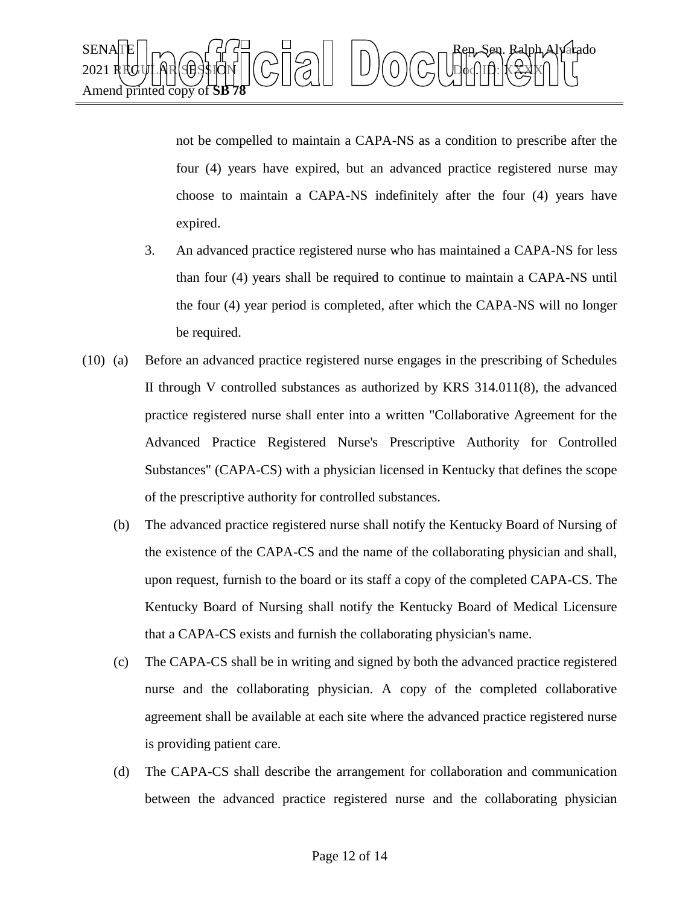not be compelled to maintain a CAPA-NS as a condition to prescribe after the four (4) years have expired, but an advanced practice registered nurse may choose to maintain a CAPA-NS indefinitely after the four (4) years have expired.

3. An advanced practice registered nurse who has maintained a CAPA-NS for less than four (4) years shall be required to continue to maintain a CAPA-NS until the four (4) year period is completed, after which the CAPA-NS will no longer be required.

(10) (a) Before an advanced practice registered nurse engages in the prescribing of Schedules II through V controlled substances as authorized by KRS 314.011(8), the advanced practice registered nurse shall enter into a written "Collaborative Agreement for the Advanced Practice Registered Nurse's Prescriptive Authority for Controlled Substances" (CAPA-CS) with a physician licensed in Kentucky that defines the scope of the prescriptive authority for controlled substances.

(b) The advanced practice registered nurse shall notify the Kentucky Board of Nursing of the existence of the CAPA-CS and the name of the collaborating physician and shall, upon request, furnish to the board or its staff a copy of the completed CAPA-CS. The Kentucky Board of Nursing shall notify the Kentucky Board of Medical Licensure that a CAPA-CS exists and furnish the collaborating physician's name.

(c) The CAPA-CS shall be in writing and signed by both the advanced practice registered nurse and the collaborating physician. A copy of the completed collaborative agreement shall be available at each site where the advanced practice registered nurse is providing patient care.

(d) The CAPA-CS shall describe the arrangement for collaboration and communication between the advanced practice registered nurse and the collaborating physician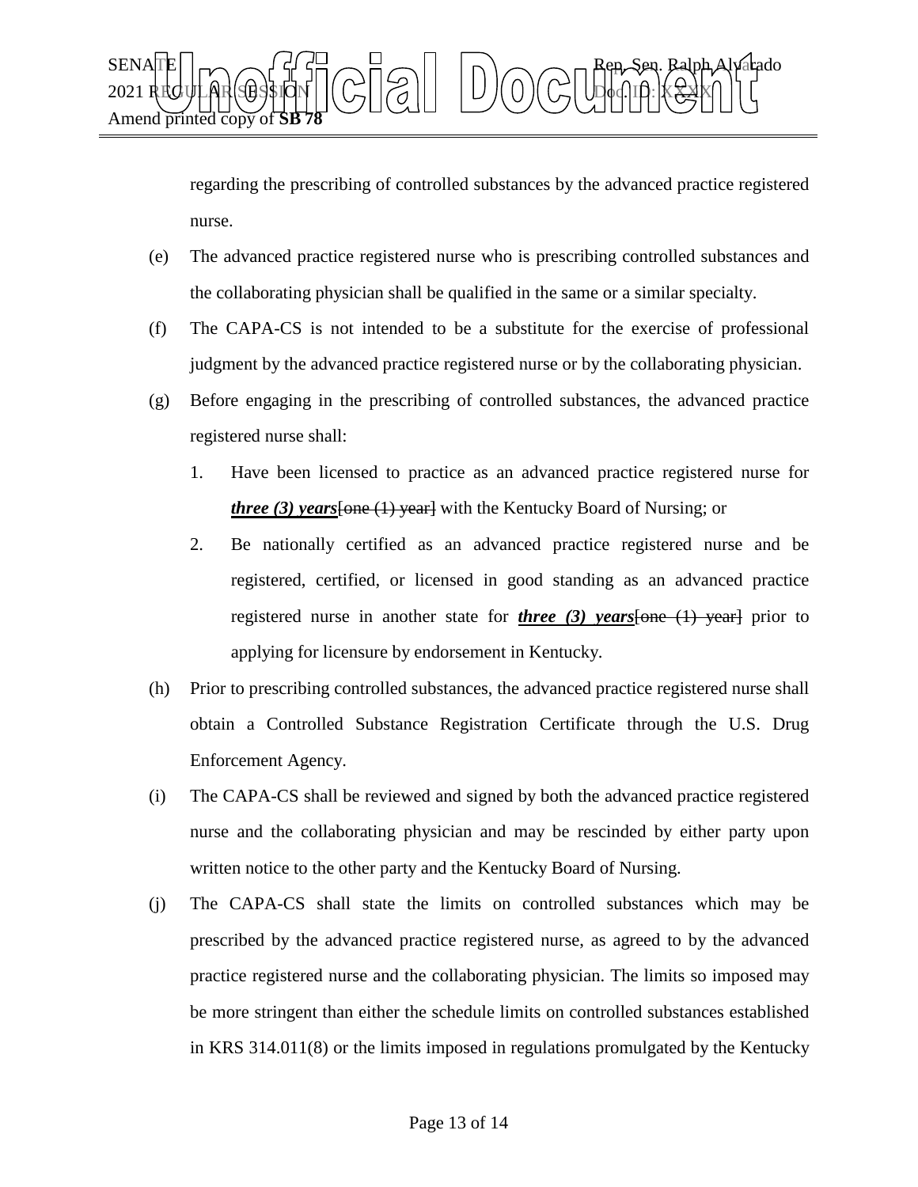regarding the prescribing of controlled substances by the advanced practice registered nurse.

(e) The advanced practice registered nurse who is prescribing controlled substances and the collaborating physician shall be qualified in the same or a similar specialty.

(f) The CAPA-CS is not intended to be a substitute for the exercise of professional judgment by the advanced practice registered nurse or by the collaborating physician.

(g) Before engaging in the prescribing of controlled substances, the advanced practice registered nurse shall:

1. Have been licensed to practice as an advanced practice registered nurse for ***three (3) years***~~[one (1) year]~~ with the Kentucky Board of Nursing; or

2. Be nationally certified as an advanced practice registered nurse and be registered, certified, or licensed in good standing as an advanced practice registered nurse in another state for ***three (3) years***~~[one (1) year]~~ prior to applying for licensure by endorsement in Kentucky.

(h) Prior to prescribing controlled substances, the advanced practice registered nurse shall obtain a Controlled Substance Registration Certificate through the U.S. Drug Enforcement Agency.

(i) The CAPA-CS shall be reviewed and signed by both the advanced practice registered nurse and the collaborating physician and may be rescinded by either party upon written notice to the other party and the Kentucky Board of Nursing.

(j) The CAPA-CS shall state the limits on controlled substances which may be prescribed by the advanced practice registered nurse, as agreed to by the advanced practice registered nurse and the collaborating physician. The limits so imposed may be more stringent than either the schedule limits on controlled substances established in KRS 314.011(8) or the limits imposed in regulations promulgated by the Kentucky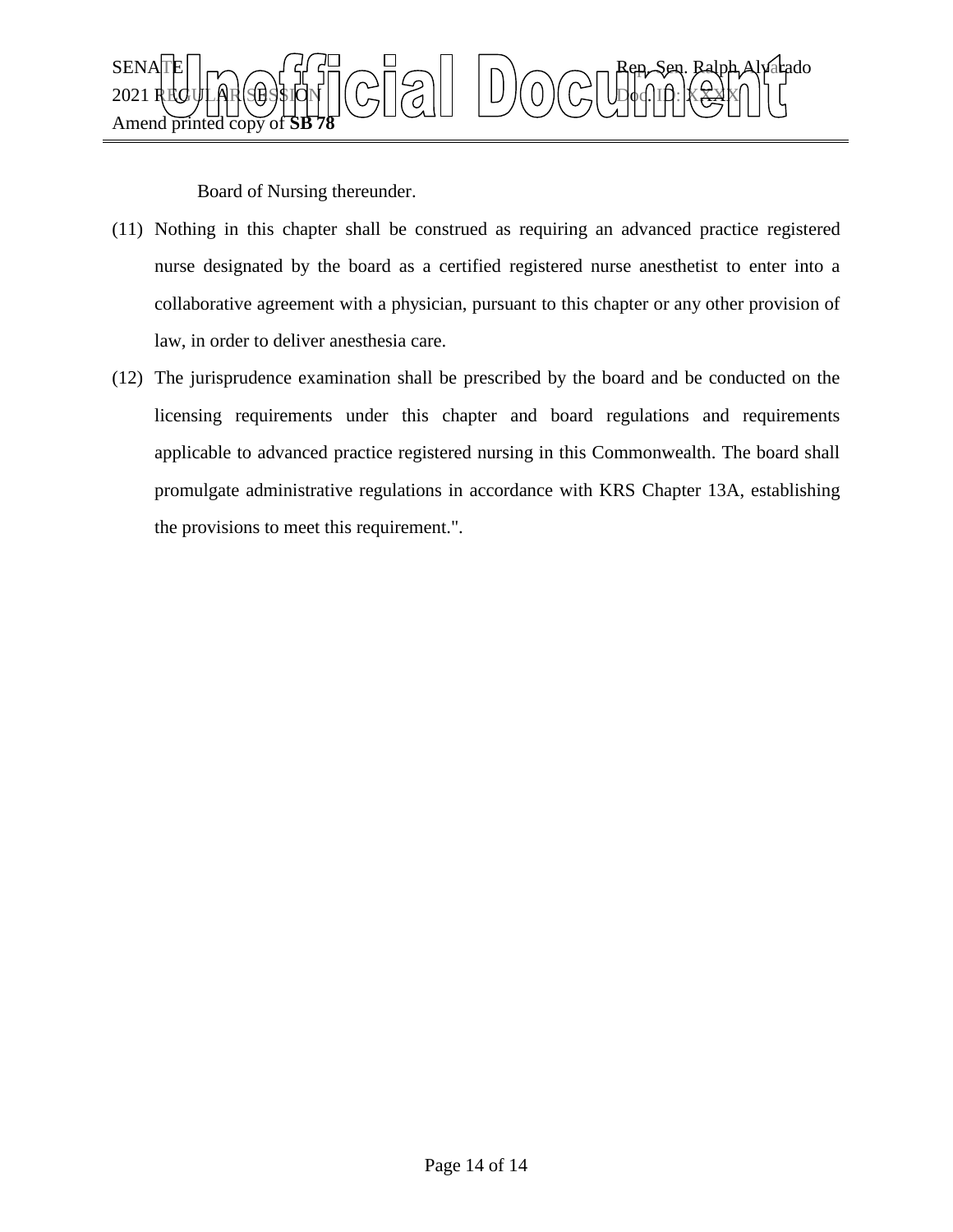Board of Nursing thereunder.

(11) Nothing in this chapter shall be construed as requiring an advanced practice registered nurse designated by the board as a certified registered nurse anesthetist to enter into a collaborative agreement with a physician, pursuant to this chapter or any other provision of law, in order to deliver anesthesia care.

(12) The jurisprudence examination shall be prescribed by the board and be conducted on the licensing requirements under this chapter and board regulations and requirements applicable to advanced practice registered nursing in this Commonwealth. The board shall promulgate administrative regulations in accordance with KRS Chapter 13A, establishing the provisions to meet this requirement.".